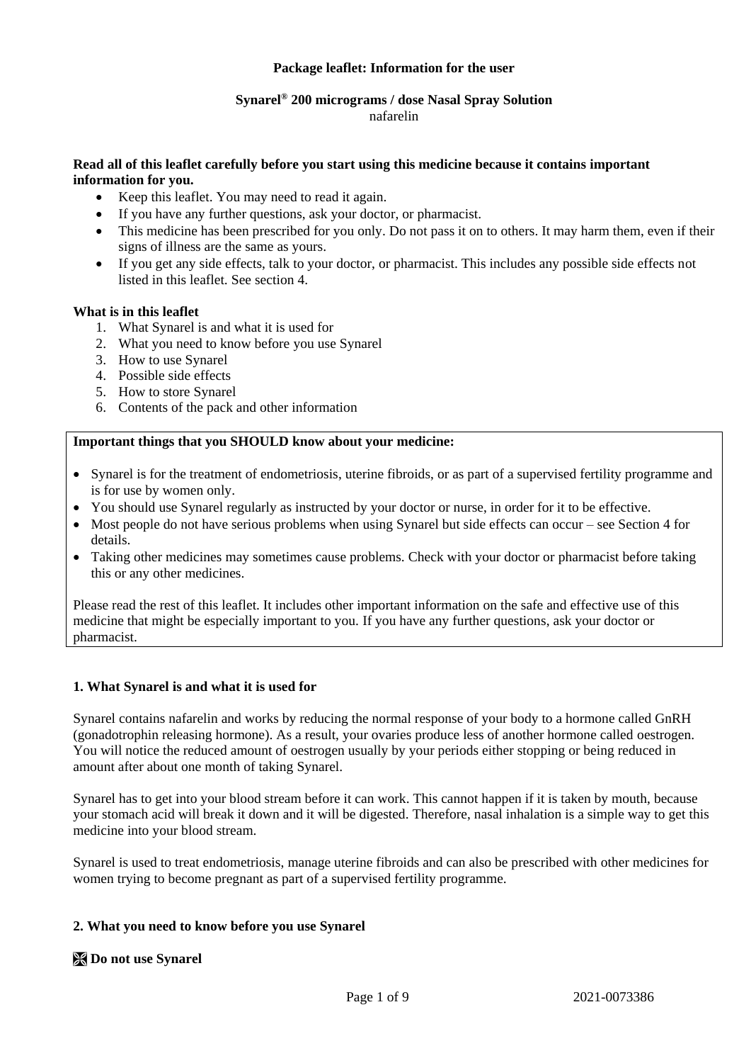**Package leaflet: Information for the user**

**Synarel® 200 micrograms / dose Nasal Spray Solution**
nafarelin

**Read all of this leaflet carefully before you start using this medicine because it contains important information for you.**

- Keep this leaflet. You may need to read it again.
- If you have any further questions, ask your doctor, or pharmacist.
- This medicine has been prescribed for you only. Do not pass it on to others. It may harm them, even if their signs of illness are the same as yours.
- If you get any side effects, talk to your doctor, or pharmacist. This includes any possible side effects not listed in this leaflet. See section 4.

**What is in this leaflet**

1. What Synarel is and what it is used for
2. What you need to know before you use Synarel
3. How to use Synarel
4. Possible side effects
5. How to store Synarel
6. Contents of the pack and other information

**Important things that you SHOULD know about your medicine:**

- Synarel is for the treatment of endometriosis, uterine fibroids, or as part of a supervised fertility programme and is for use by women only.
- You should use Synarel regularly as instructed by your doctor or nurse, in order for it to be effective.
- Most people do not have serious problems when using Synarel but side effects can occur – see Section 4 for details.
- Taking other medicines may sometimes cause problems. Check with your doctor or pharmacist before taking this or any other medicines.

Please read the rest of this leaflet. It includes other important information on the safe and effective use of this medicine that might be especially important to you. If you have any further questions, ask your doctor or pharmacist.

## 1. What Synarel is and what it is used for

Synarel contains nafarelin and works by reducing the normal response of your body to a hormone called GnRH (gonadotrophin releasing hormone). As a result, your ovaries produce less of another hormone called oestrogen. You will notice the reduced amount of oestrogen usually by your periods either stopping or being reduced in amount after about one month of taking Synarel.

Synarel has to get into your blood stream before it can work. This cannot happen if it is taken by mouth, because your stomach acid will break it down and it will be digested. Therefore, nasal inhalation is a simple way to get this medicine into your blood stream.

Synarel is used to treat endometriosis, manage uterine fibroids and can also be prescribed with other medicines for women trying to become pregnant as part of a supervised fertility programme.

## 2. What you need to know before you use Synarel

### ☒ Do not use Synarel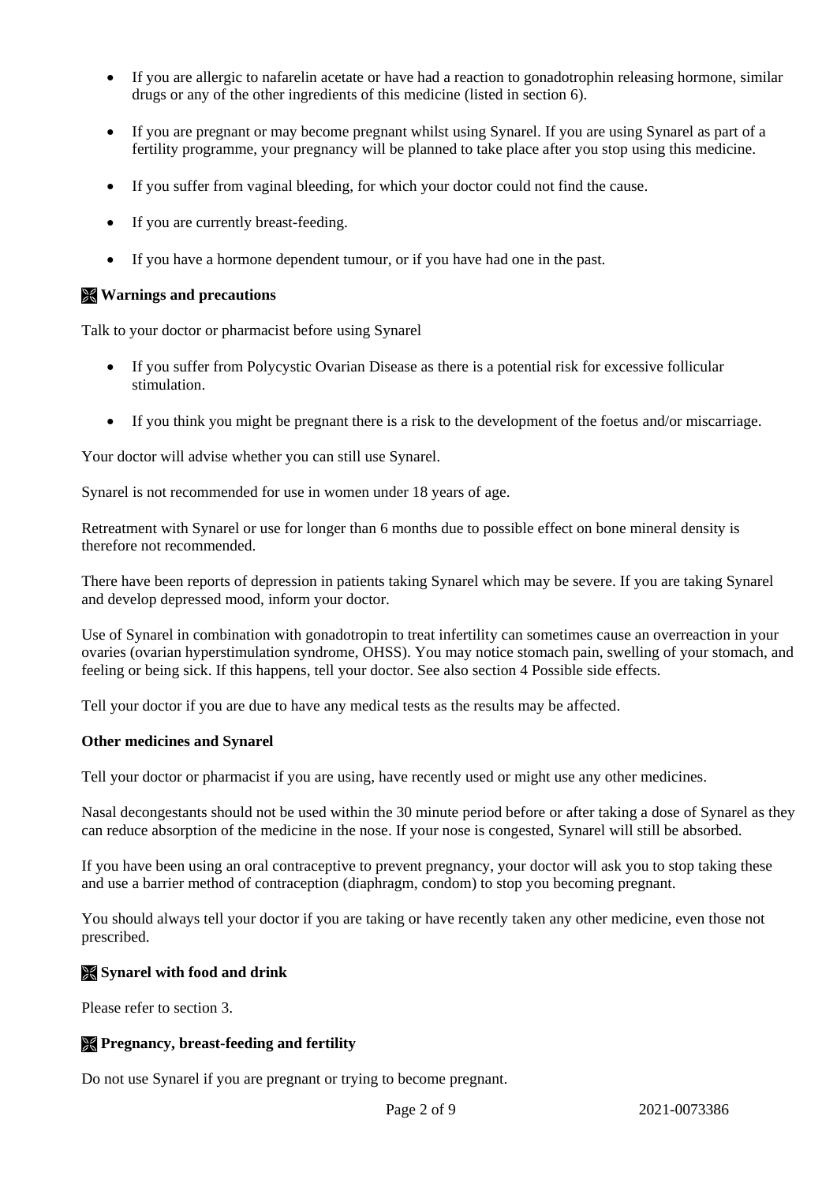- If you are allergic to nafarelin acetate or have had a reaction to gonadotrophin releasing hormone, similar drugs or any of the other ingredients of this medicine (listed in section 6).
- If you are pregnant or may become pregnant whilst using Synarel. If you are using Synarel as part of a fertility programme, your pregnancy will be planned to take place after you stop using this medicine.
- If you suffer from vaginal bleeding, for which your doctor could not find the cause.
- If you are currently breast-feeding.
- If you have a hormone dependent tumour, or if you have had one in the past.

**Warnings and precautions**

Talk to your doctor or pharmacist before using Synarel

- If you suffer from Polycystic Ovarian Disease as there is a potential risk for excessive follicular stimulation.
- If you think you might be pregnant there is a risk to the development of the foetus and/or miscarriage.

Your doctor will advise whether you can still use Synarel.

Synarel is not recommended for use in women under 18 years of age.

Retreatment with Synarel or use for longer than 6 months due to possible effect on bone mineral density is therefore not recommended.

There have been reports of depression in patients taking Synarel which may be severe. If you are taking Synarel and develop depressed mood, inform your doctor.

Use of Synarel in combination with gonadotropin to treat infertility can sometimes cause an overreaction in your ovaries (ovarian hyperstimulation syndrome, OHSS). You may notice stomach pain, swelling of your stomach, and feeling or being sick. If this happens, tell your doctor. See also section 4 Possible side effects.

Tell your doctor if you are due to have any medical tests as the results may be affected.

**Other medicines and Synarel**

Tell your doctor or pharmacist if you are using, have recently used or might use any other medicines.

Nasal decongestants should not be used within the 30 minute period before or after taking a dose of Synarel as they can reduce absorption of the medicine in the nose. If your nose is congested, Synarel will still be absorbed.

If you have been using an oral contraceptive to prevent pregnancy, your doctor will ask you to stop taking these and use a barrier method of contraception (diaphragm, condom) to stop you becoming pregnant.

You should always tell your doctor if you are taking or have recently taken any other medicine, even those not prescribed.

**Synarel with food and drink**

Please refer to section 3.

**Pregnancy, breast-feeding and fertility**

Do not use Synarel if you are pregnant or trying to become pregnant.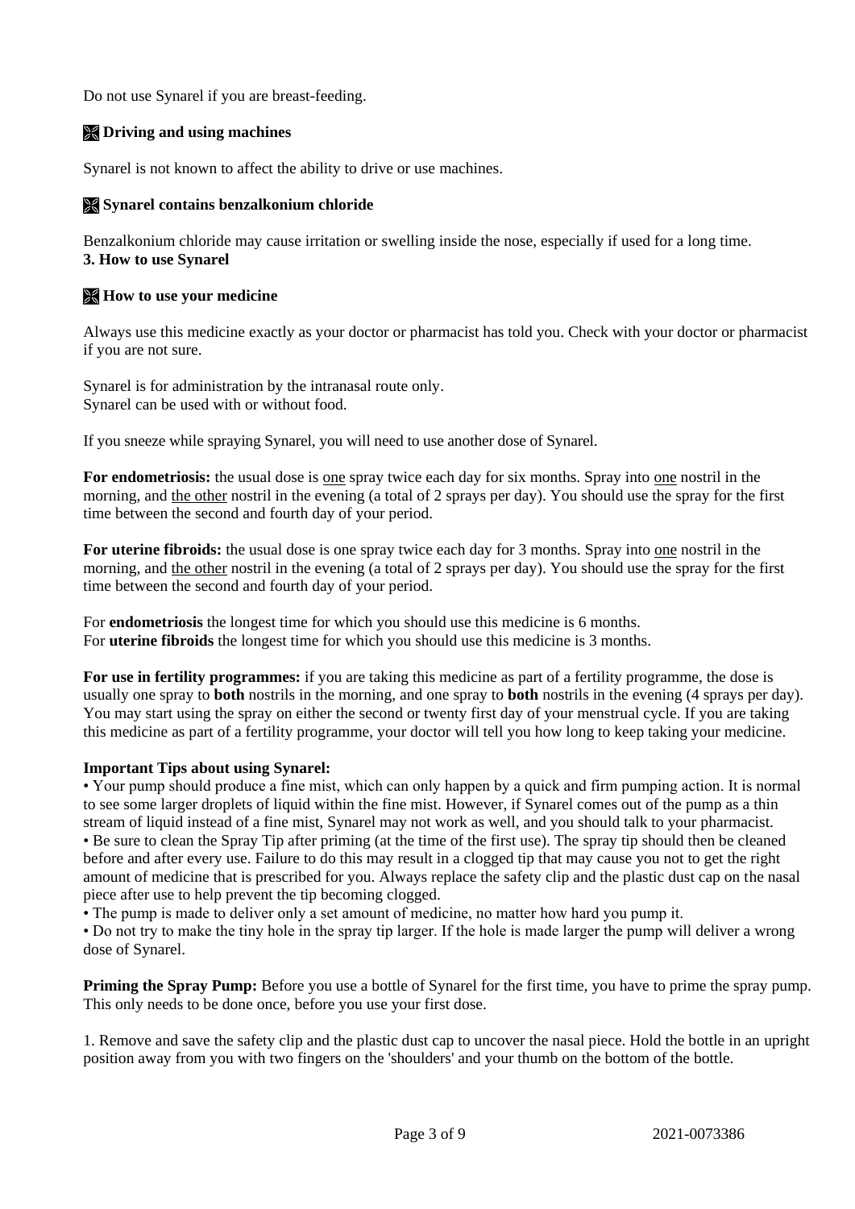Do not use Synarel if you are breast-feeding.

### Driving and using machines

Synarel is not known to affect the ability to drive or use machines.

### Synarel contains benzalkonium chloride

Benzalkonium chloride may cause irritation or swelling inside the nose, especially if used for a long time.

## 3. How to use Synarel

### How to use your medicine

Always use this medicine exactly as your doctor or pharmacist has told you. Check with your doctor or pharmacist if you are not sure.

Synarel is for administration by the intranasal route only.
Synarel can be used with or without food.

If you sneeze while spraying Synarel, you will need to use another dose of Synarel.

**For endometriosis:** the usual dose is one spray twice each day for six months. Spray into one nostril in the morning, and the other nostril in the evening (a total of 2 sprays per day). You should use the spray for the first time between the second and fourth day of your period.

**For uterine fibroids:** the usual dose is one spray twice each day for 3 months. Spray into one nostril in the morning, and the other nostril in the evening (a total of 2 sprays per day). You should use the spray for the first time between the second and fourth day of your period.

For **endometriosis** the longest time for which you should use this medicine is 6 months.
For **uterine fibroids** the longest time for which you should use this medicine is 3 months.

**For use in fertility programmes:** if you are taking this medicine as part of a fertility programme, the dose is usually one spray to **both** nostrils in the morning, and one spray to **both** nostrils in the evening (4 sprays per day). You may start using the spray on either the second or twenty first day of your menstrual cycle. If you are taking this medicine as part of a fertility programme, your doctor will tell you how long to keep taking your medicine.

**Important Tips about using Synarel:**

- Your pump should produce a fine mist, which can only happen by a quick and firm pumping action. It is normal to see some larger droplets of liquid within the fine mist. However, if Synarel comes out of the pump as a thin stream of liquid instead of a fine mist, Synarel may not work as well, and you should talk to your pharmacist.
- Be sure to clean the Spray Tip after priming (at the time of the first use). The spray tip should then be cleaned before and after every use. Failure to do this may result in a clogged tip that may cause you not to get the right amount of medicine that is prescribed for you. Always replace the safety clip and the plastic dust cap on the nasal piece after use to help prevent the tip becoming clogged.
- The pump is made to deliver only a set amount of medicine, no matter how hard you pump it.
- Do not try to make the tiny hole in the spray tip larger. If the hole is made larger the pump will deliver a wrong dose of Synarel.

**Priming the Spray Pump:** Before you use a bottle of Synarel for the first time, you have to prime the spray pump. This only needs to be done once, before you use your first dose.

1. Remove and save the safety clip and the plastic dust cap to uncover the nasal piece. Hold the bottle in an upright position away from you with two fingers on the 'shoulders' and your thumb on the bottom of the bottle.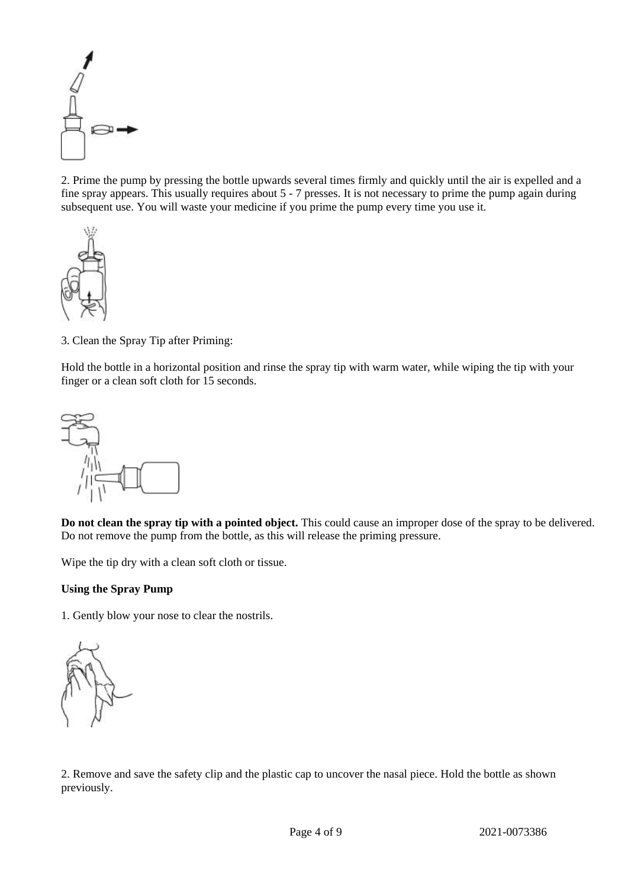2. Prime the pump by pressing the bottle upwards several times firmly and quickly until the air is expelled and a fine spray appears. This usually requires about 5 - 7 presses. It is not necessary to prime the pump again during subsequent use. You will waste your medicine if you prime the pump every time you use it.

3. Clean the Spray Tip after Priming:

Hold the bottle in a horizontal position and rinse the spray tip with warm water, while wiping the tip with your finger or a clean soft cloth for 15 seconds.

**Do not clean the spray tip with a pointed object.** This could cause an improper dose of the spray to be delivered. Do not remove the pump from the bottle, as this will release the priming pressure.

Wipe the tip dry with a clean soft cloth or tissue.

**Using the Spray Pump**

1. Gently blow your nose to clear the nostrils.

2. Remove and save the safety clip and the plastic cap to uncover the nasal piece. Hold the bottle as shown previously.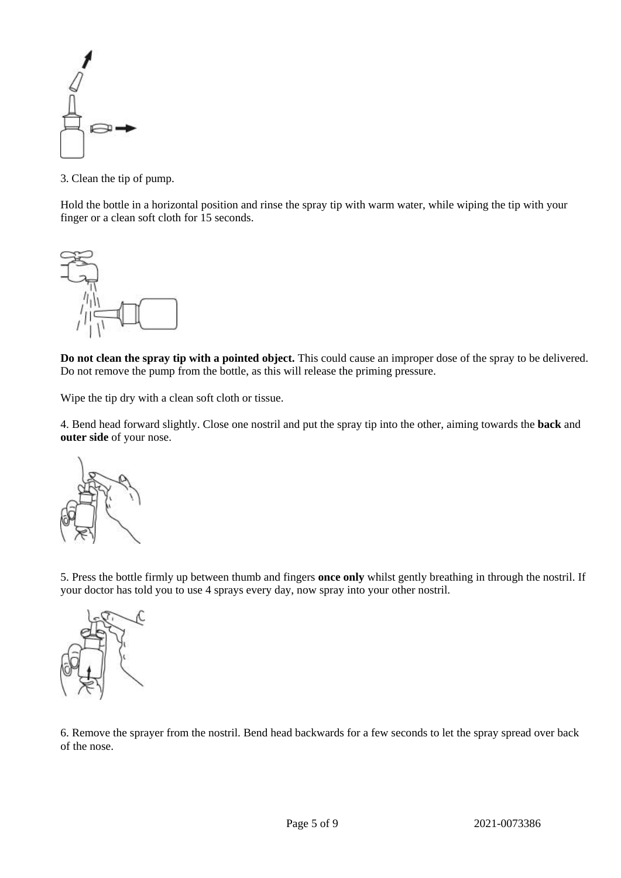3. Clean the tip of pump.

Hold the bottle in a horizontal position and rinse the spray tip with warm water, while wiping the tip with your finger or a clean soft cloth for 15 seconds.

**Do not clean the spray tip with a pointed object.** This could cause an improper dose of the spray to be delivered. Do not remove the pump from the bottle, as this will release the priming pressure.

Wipe the tip dry with a clean soft cloth or tissue.

4. Bend head forward slightly. Close one nostril and put the spray tip into the other, aiming towards the **back** and **outer side** of your nose.

5. Press the bottle firmly up between thumb and fingers **once only** whilst gently breathing in through the nostril. If your doctor has told you to use 4 sprays every day, now spray into your other nostril.

6. Remove the sprayer from the nostril. Bend head backwards for a few seconds to let the spray spread over back of the nose.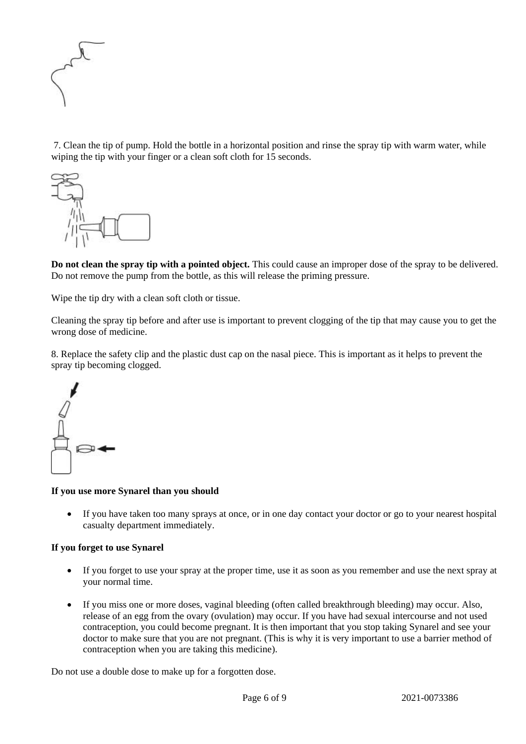7. Clean the tip of pump. Hold the bottle in a horizontal position and rinse the spray tip with warm water, while wiping the tip with your finger or a clean soft cloth for 15 seconds.

**Do not clean the spray tip with a pointed object.** This could cause an improper dose of the spray to be delivered. Do not remove the pump from the bottle, as this will release the priming pressure.

Wipe the tip dry with a clean soft cloth or tissue.

Cleaning the spray tip before and after use is important to prevent clogging of the tip that may cause you to get the wrong dose of medicine.

8. Replace the safety clip and the plastic dust cap on the nasal piece. This is important as it helps to prevent the spray tip becoming clogged.

**If you use more Synarel than you should**

- If you have taken too many sprays at once, or in one day contact your doctor or go to your nearest hospital casualty department immediately.

**If you forget to use Synarel**

- If you forget to use your spray at the proper time, use it as soon as you remember and use the next spray at your normal time.
- If you miss one or more doses, vaginal bleeding (often called breakthrough bleeding) may occur. Also, release of an egg from the ovary (ovulation) may occur. If you have had sexual intercourse and not used contraception, you could become pregnant. It is then important that you stop taking Synarel and see your doctor to make sure that you are not pregnant. (This is why it is very important to use a barrier method of contraception when you are taking this medicine).

Do not use a double dose to make up for a forgotten dose.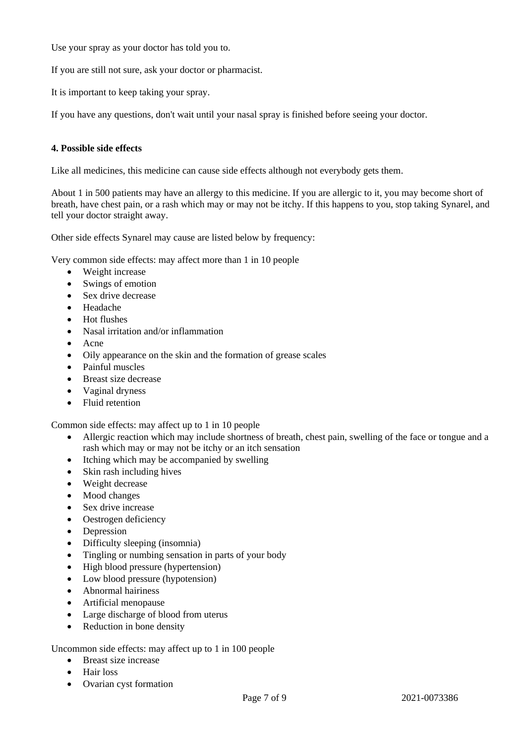Use your spray as your doctor has told you to.

If you are still not sure, ask your doctor or pharmacist.

It is important to keep taking your spray.

If you have any questions, don't wait until your nasal spray is finished before seeing your doctor.

## 4. Possible side effects

Like all medicines, this medicine can cause side effects although not everybody gets them.

About 1 in 500 patients may have an allergy to this medicine. If you are allergic to it, you may become short of breath, have chest pain, or a rash which may or may not be itchy. If this happens to you, stop taking Synarel, and tell your doctor straight away.

Other side effects Synarel may cause are listed below by frequency:

Very common side effects: may affect more than 1 in 10 people

- Weight increase
- Swings of emotion
- Sex drive decrease
- Headache
- Hot flushes
- Nasal irritation and/or inflammation
- Acne
- Oily appearance on the skin and the formation of grease scales
- Painful muscles
- Breast size decrease
- Vaginal dryness
- Fluid retention

Common side effects: may affect up to 1 in 10 people

- Allergic reaction which may include shortness of breath, chest pain, swelling of the face or tongue and a rash which may or may not be itchy or an itch sensation
- Itching which may be accompanied by swelling
- Skin rash including hives
- Weight decrease
- Mood changes
- Sex drive increase
- Oestrogen deficiency
- Depression
- Difficulty sleeping (insomnia)
- Tingling or numbing sensation in parts of your body
- High blood pressure (hypertension)
- Low blood pressure (hypotension)
- Abnormal hairiness
- Artificial menopause
- Large discharge of blood from uterus
- Reduction in bone density

Uncommon side effects: may affect up to 1 in 100 people

- Breast size increase
- Hair loss
- Ovarian cyst formation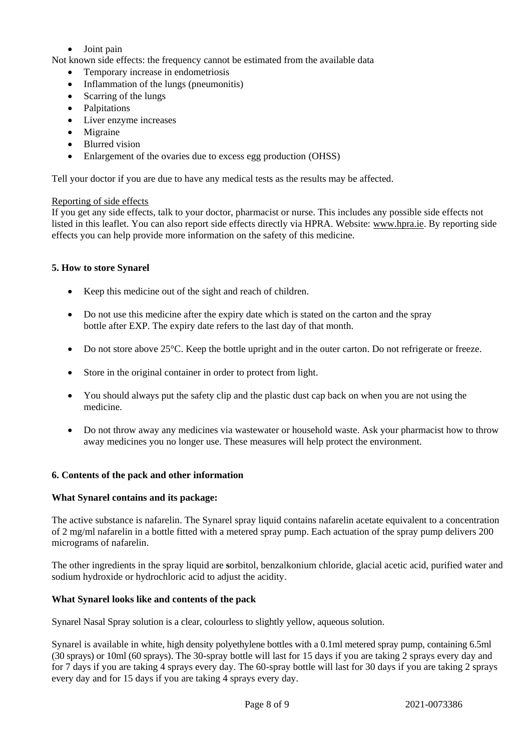- Joint pain

Not known side effects: the frequency cannot be estimated from the available data

- Temporary increase in endometriosis
- Inflammation of the lungs (pneumonitis)
- Scarring of the lungs
- Palpitations
- Liver enzyme increases
- Migraine
- Blurred vision
- Enlargement of the ovaries due to excess egg production (OHSS)

Tell your doctor if you are due to have any medical tests as the results may be affected.

Reporting of side effects

If you get any side effects, talk to your doctor, pharmacist or nurse. This includes any possible side effects not listed in this leaflet. You can also report side effects directly via HPRA. Website: www.hpra.ie. By reporting side effects you can help provide more information on the safety of this medicine.

## 5. How to store Synarel

- Keep this medicine out of the sight and reach of children.
- Do not use this medicine after the expiry date which is stated on the carton and the spray bottle after EXP. The expiry date refers to the last day of that month.
- Do not store above 25°C. Keep the bottle upright and in the outer carton. Do not refrigerate or freeze.
- Store in the original container in order to protect from light.
- You should always put the safety clip and the plastic dust cap back on when you are not using the medicine.
- Do not throw away any medicines via wastewater or household waste. Ask your pharmacist how to throw away medicines you no longer use. These measures will help protect the environment.

## 6. Contents of the pack and other information

### What Synarel contains and its package:

The active substance is nafarelin. The Synarel spray liquid contains nafarelin acetate equivalent to a concentration of 2 mg/ml nafarelin in a bottle fitted with a metered spray pump. Each actuation of the spray pump delivers 200 micrograms of nafarelin.

The other ingredients in the spray liquid are sorbitol, benzalkonium chloride, glacial acetic acid, purified water and sodium hydroxide or hydrochloric acid to adjust the acidity.

### What Synarel looks like and contents of the pack

Synarel Nasal Spray solution is a clear, colourless to slightly yellow, aqueous solution.

Synarel is available in white, high density polyethylene bottles with a 0.1ml metered spray pump, containing 6.5ml (30 sprays) or 10ml (60 sprays). The 30-spray bottle will last for 15 days if you are taking 2 sprays every day and for 7 days if you are taking 4 sprays every day. The 60-spray bottle will last for 30 days if you are taking 2 sprays every day and for 15 days if you are taking 4 sprays every day.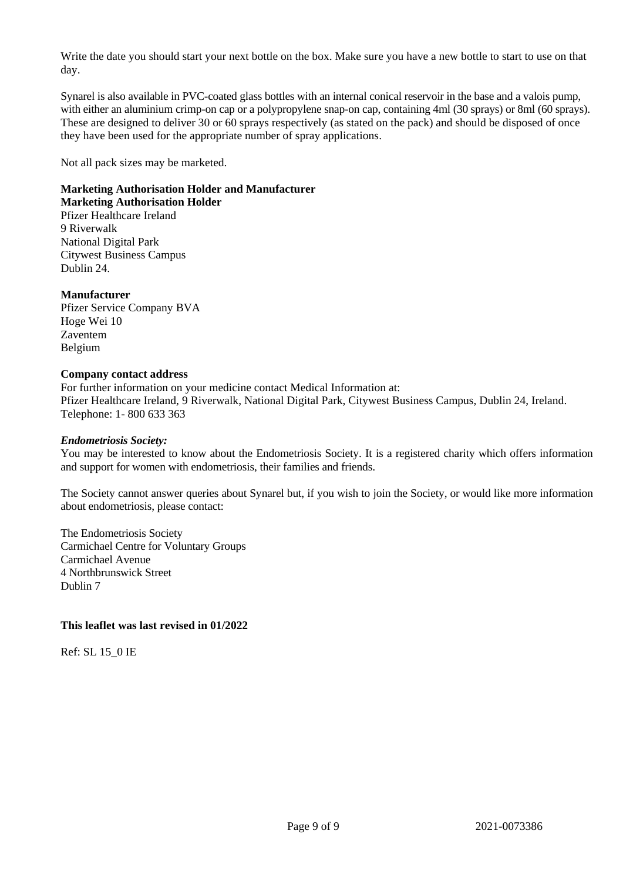Write the date you should start your next bottle on the box. Make sure you have a new bottle to start to use on that day.

Synarel is also available in PVC-coated glass bottles with an internal conical reservoir in the base and a valois pump, with either an aluminium crimp-on cap or a polypropylene snap-on cap, containing 4ml (30 sprays) or 8ml (60 sprays). These are designed to deliver 30 or 60 sprays respectively (as stated on the pack) and should be disposed of once they have been used for the appropriate number of spray applications.

Not all pack sizes may be marketed.

**Marketing Authorisation Holder and Manufacturer**

**Marketing Authorisation Holder**

Pfizer Healthcare Ireland
9 Riverwalk
National Digital Park
Citywest Business Campus
Dublin 24.

**Manufacturer**

Pfizer Service Company BVA
Hoge Wei 10
Zaventem
Belgium

**Company contact address**

For further information on your medicine contact Medical Information at:
Pfizer Healthcare Ireland, 9 Riverwalk, National Digital Park, Citywest Business Campus, Dublin 24, Ireland.
Telephone: 1- 800 633 363

***Endometriosis Society:***

You may be interested to know about the Endometriosis Society. It is a registered charity which offers information and support for women with endometriosis, their families and friends.

The Society cannot answer queries about Synarel but, if you wish to join the Society, or would like more information about endometriosis, please contact:

The Endometriosis Society
Carmichael Centre for Voluntary Groups
Carmichael Avenue
4 Northbrunswick Street
Dublin 7

**This leaflet was last revised in 01/2022**

Ref: SL 15_0 IE

2021-0073386